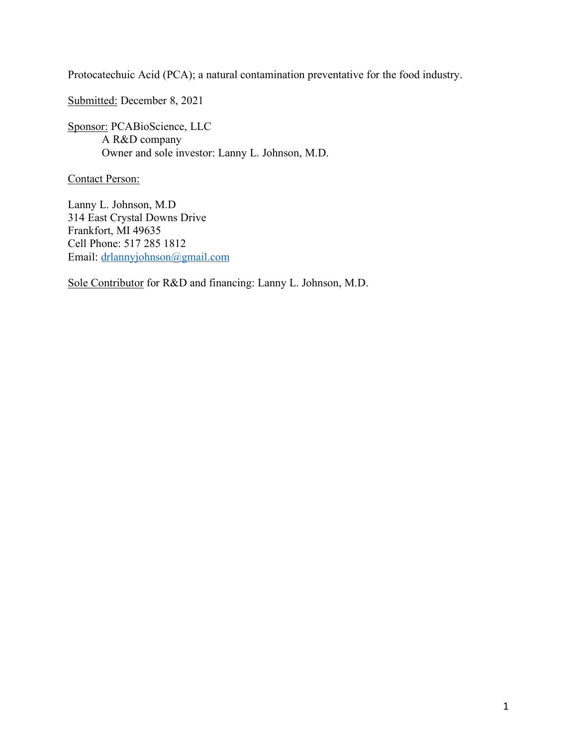Protocatechuic Acid (PCA); a natural contamination preventative for the food industry.

Submitted: December 8, 2021

Sponsor: PCABioScience, LLC
A R&D company
Owner and sole investor: Lanny L. Johnson, M.D.

Contact Person:

Lanny L. Johnson, M.D
314 East Crystal Downs Drive
Frankfort, MI 49635
Cell Phone: 517 285 1812
Email: drlannyjohnson@gmail.com

Sole Contributor for R&D and financing: Lanny L. Johnson, M.D.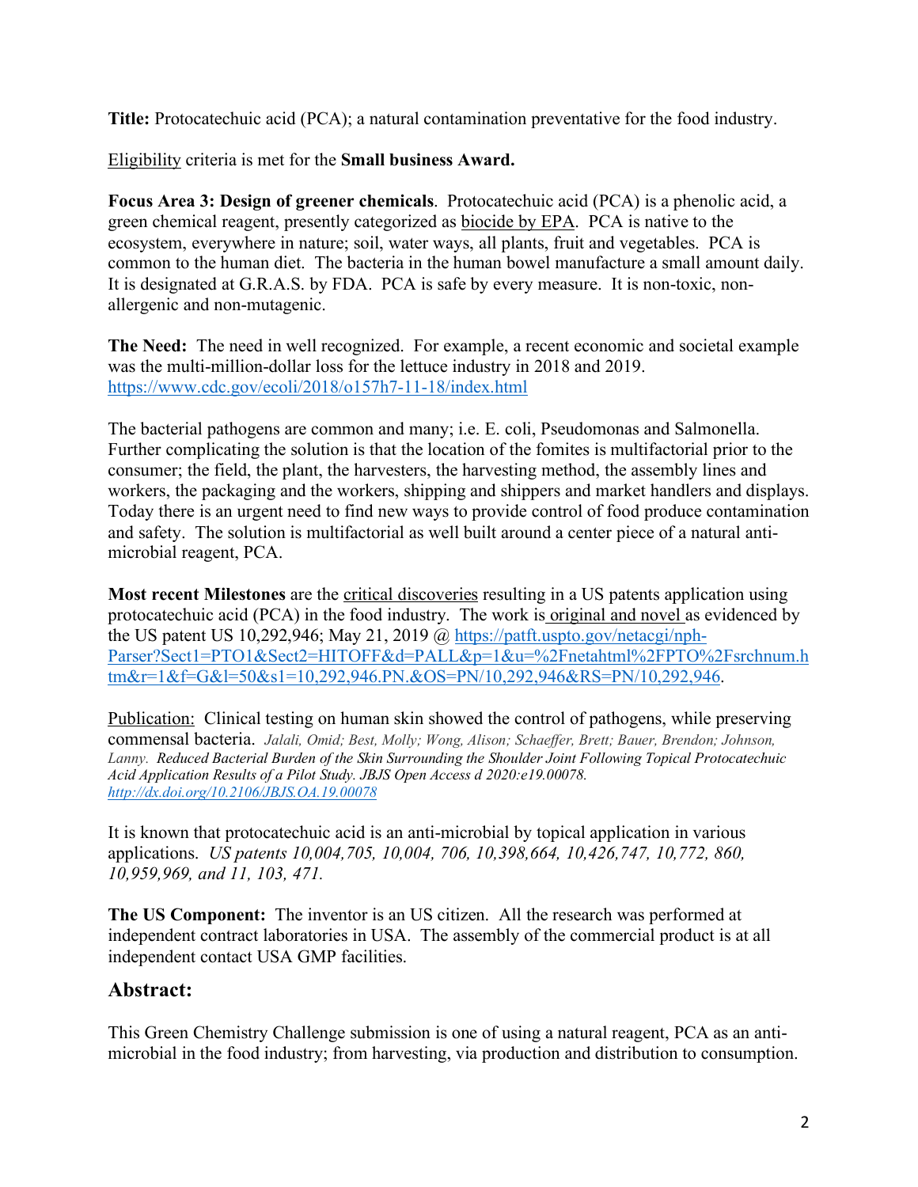**Title:** Protocatechuic acid (PCA); a natural contamination preventative for the food industry.

Eligibility criteria is met for the **Small business Award.**

**Focus Area 3: Design of greener chemicals**. Protocatechuic acid (PCA) is a phenolic acid, a green chemical reagent, presently categorized as biocide by EPA. PCA is native to the ecosystem, everywhere in nature; soil, water ways, all plants, fruit and vegetables. PCA is common to the human diet. The bacteria in the human bowel manufacture a small amount daily. It is designated at G.R.A.S. by FDA. PCA is safe by every measure. It is non-toxic, non-allergenic and non-mutagenic.

**The Need:** The need in well recognized. For example, a recent economic and societal example was the multi-million-dollar loss for the lettuce industry in 2018 and 2019. https://www.cdc.gov/ecoli/2018/o157h7-11-18/index.html

The bacterial pathogens are common and many; i.e. E. coli, Pseudomonas and Salmonella. Further complicating the solution is that the location of the fomites is multifactorial prior to the consumer; the field, the plant, the harvesters, the harvesting method, the assembly lines and workers, the packaging and the workers, shipping and shippers and market handlers and displays. Today there is an urgent need to find new ways to provide control of food produce contamination and safety. The solution is multifactorial as well built around a center piece of a natural anti-microbial reagent, PCA.

**Most recent Milestones** are the critical discoveries resulting in a US patents application using protocatechuic acid (PCA) in the food industry. The work is original and novel as evidenced by the US patent US 10,292,946; May 21, 2019 @ https://patft.uspto.gov/netacgi/nph-Parser?Sect1=PTO1&Sect2=HITOFF&d=PALL&p=1&u=%2Fnetahtml%2FPTO%2Fsrchnum.htm&r=1&f=G&l=50&s1=10,292,946.PN.&OS=PN/10,292,946&RS=PN/10,292,946.

Publication: Clinical testing on human skin showed the control of pathogens, while preserving commensal bacteria. *Jalali, Omid; Best, Molly; Wong, Alison; Schaeffer, Brett; Bauer, Brendon; Johnson, Lanny. Reduced Bacterial Burden of the Skin Surrounding the Shoulder Joint Following Topical Protocatechuic Acid Application Results of a Pilot Study. JBJS Open Access d 2020:e19.00078. http://dx.doi.org/10.2106/JBJS.OA.19.00078*

It is known that protocatechuic acid is an anti-microbial by topical application in various applications. *US patents 10,004,705, 10,004, 706, 10,398,664, 10,426,747, 10,772, 860, 10,959,969, and 11, 103, 471.*

**The US Component:** The inventor is an US citizen. All the research was performed at independent contract laboratories in USA. The assembly of the commercial product is at all independent contact USA GMP facilities.

## Abstract:

This Green Chemistry Challenge submission is one of using a natural reagent, PCA as an anti-microbial in the food industry; from harvesting, via production and distribution to consumption.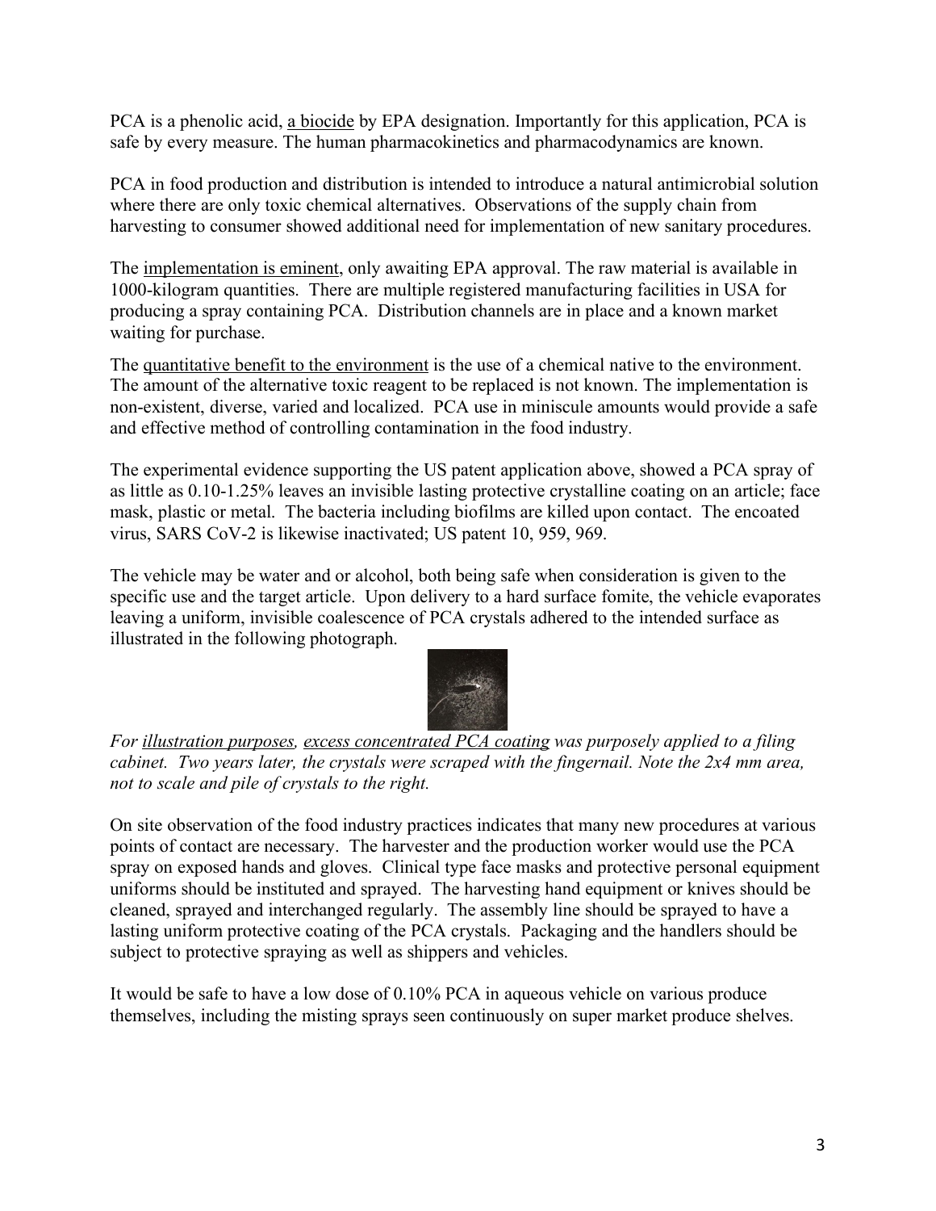PCA is a phenolic acid, <u>a biocide</u> by EPA designation. Importantly for this application, PCA is safe by every measure. The human pharmacokinetics and pharmacodynamics are known.

PCA in food production and distribution is intended to introduce a natural antimicrobial solution where there are only toxic chemical alternatives. Observations of the supply chain from harvesting to consumer showed additional need for implementation of new sanitary procedures.

The <u>implementation is eminent</u>, only awaiting EPA approval. The raw material is available in 1000-kilogram quantities. There are multiple registered manufacturing facilities in USA for producing a spray containing PCA. Distribution channels are in place and a known market waiting for purchase.

The <u>quantitative benefit to the environment</u> is the use of a chemical native to the environment. The amount of the alternative toxic reagent to be replaced is not known. The implementation is non-existent, diverse, varied and localized. PCA use in miniscule amounts would provide a safe and effective method of controlling contamination in the food industry.

The experimental evidence supporting the US patent application above, showed a PCA spray of as little as 0.10-1.25% leaves an invisible lasting protective crystalline coating on an article; face mask, plastic or metal. The bacteria including biofilms are killed upon contact. The encoated virus, SARS CoV-2 is likewise inactivated; US patent 10, 959, 969.

The vehicle may be water and or alcohol, both being safe when consideration is given to the specific use and the target article. Upon delivery to a hard surface fomite, the vehicle evaporates leaving a uniform, invisible coalescence of PCA crystals adhered to the intended surface as illustrated in the following photograph.

*For <u>illustration purposes</u>, <u>excess concentrated PCA coating</u> was purposely applied to a filing cabinet. Two years later, the crystals were scraped with the fingernail. Note the 2x4 mm area, not to scale and pile of crystals to the right.*

On site observation of the food industry practices indicates that many new procedures at various points of contact are necessary. The harvester and the production worker would use the PCA spray on exposed hands and gloves. Clinical type face masks and protective personal equipment uniforms should be instituted and sprayed. The harvesting hand equipment or knives should be cleaned, sprayed and interchanged regularly. The assembly line should be sprayed to have a lasting uniform protective coating of the PCA crystals. Packaging and the handlers should be subject to protective spraying as well as shippers and vehicles.

It would be safe to have a low dose of 0.10% PCA in aqueous vehicle on various produce themselves, including the misting sprays seen continuously on super market produce shelves.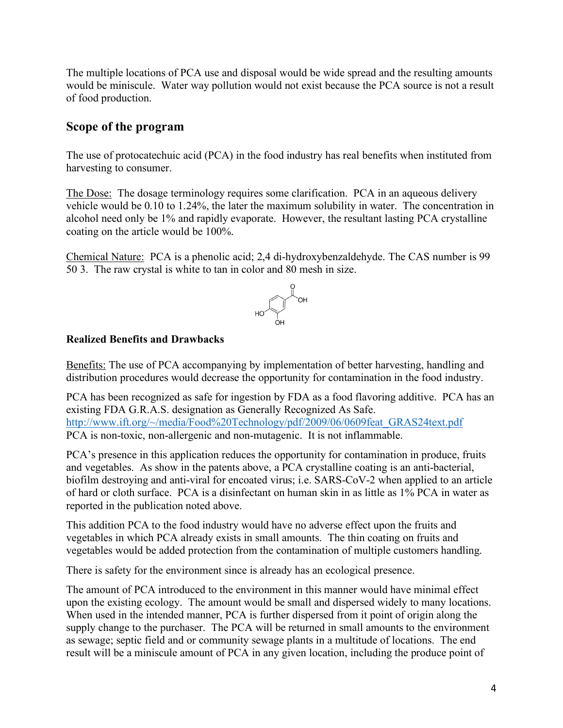The multiple locations of PCA use and disposal would be wide spread and the resulting amounts would be miniscule. Water way pollution would not exist because the PCA source is not a result of food production.

## Scope of the program

The use of protocatechuic acid (PCA) in the food industry has real benefits when instituted from harvesting to consumer.

The Dose: The dosage terminology requires some clarification. PCA in an aqueous delivery vehicle would be 0.10 to 1.24%, the later the maximum solubility in water. The concentration in alcohol need only be 1% and rapidly evaporate. However, the resultant lasting PCA crystalline coating on the article would be 100%.

Chemical Nature: PCA is a phenolic acid; 2,4 di-hydroxybenzaldehyde. The CAS number is 99 50 3. The raw crystal is white to tan in color and 80 mesh in size.

**Realized Benefits and Drawbacks**

Benefits: The use of PCA accompanying by implementation of better harvesting, handling and distribution procedures would decrease the opportunity for contamination in the food industry.

PCA has been recognized as safe for ingestion by FDA as a food flavoring additive. PCA has an existing FDA G.R.A.S. designation as Generally Recognized As Safe. http://www.ift.org/~/media/Food%20Technology/pdf/2009/06/0609feat_GRAS24text.pdf PCA is non-toxic, non-allergenic and non-mutagenic. It is not inflammable.

PCA's presence in this application reduces the opportunity for contamination in produce, fruits and vegetables. As show in the patents above, a PCA crystalline coating is an anti-bacterial, biofilm destroying and anti-viral for encoated virus; i.e. SARS-CoV-2 when applied to an article of hard or cloth surface. PCA is a disinfectant on human skin in as little as 1% PCA in water as reported in the publication noted above.

This addition PCA to the food industry would have no adverse effect upon the fruits and vegetables in which PCA already exists in small amounts. The thin coating on fruits and vegetables would be added protection from the contamination of multiple customers handling.

There is safety for the environment since is already has an ecological presence.

The amount of PCA introduced to the environment in this manner would have minimal effect upon the existing ecology. The amount would be small and dispersed widely to many locations. When used in the intended manner, PCA is further dispersed from it point of origin along the supply change to the purchaser. The PCA will be returned in small amounts to the environment as sewage; septic field and or community sewage plants in a multitude of locations. The end result will be a miniscule amount of PCA in any given location, including the produce point of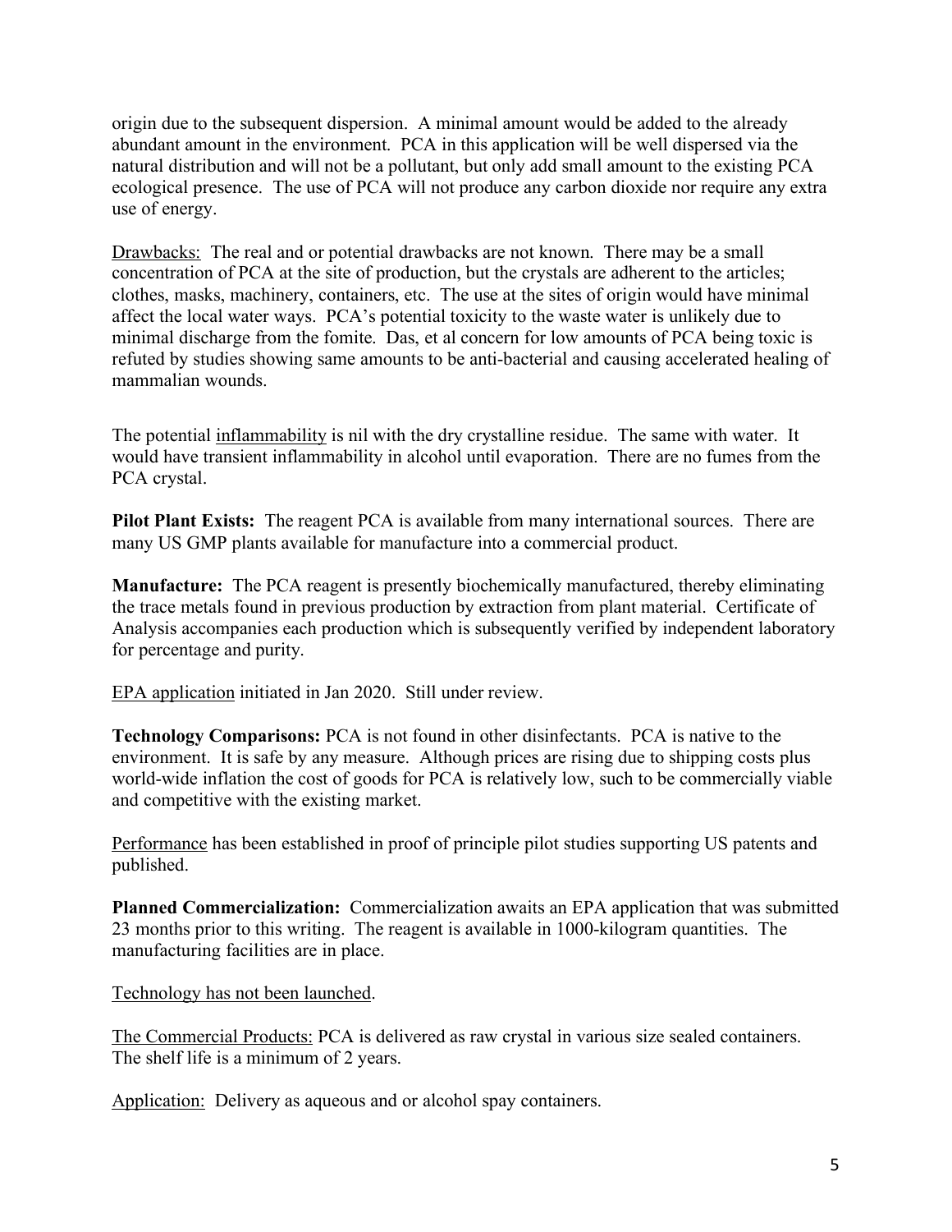origin due to the subsequent dispersion. A minimal amount would be added to the already abundant amount in the environment. PCA in this application will be well dispersed via the natural distribution and will not be a pollutant, but only add small amount to the existing PCA ecological presence. The use of PCA will not produce any carbon dioxide nor require any extra use of energy.

Drawbacks: The real and or potential drawbacks are not known. There may be a small concentration of PCA at the site of production, but the crystals are adherent to the articles; clothes, masks, machinery, containers, etc. The use at the sites of origin would have minimal affect the local water ways. PCA's potential toxicity to the waste water is unlikely due to minimal discharge from the fomite. Das, et al concern for low amounts of PCA being toxic is refuted by studies showing same amounts to be anti-bacterial and causing accelerated healing of mammalian wounds.

The potential inflammability is nil with the dry crystalline residue. The same with water. It would have transient inflammability in alcohol until evaporation. There are no fumes from the PCA crystal.

**Pilot Plant Exists:** The reagent PCA is available from many international sources. There are many US GMP plants available for manufacture into a commercial product.

**Manufacture:** The PCA reagent is presently biochemically manufactured, thereby eliminating the trace metals found in previous production by extraction from plant material. Certificate of Analysis accompanies each production which is subsequently verified by independent laboratory for percentage and purity.

EPA application initiated in Jan 2020. Still under review.

**Technology Comparisons:** PCA is not found in other disinfectants. PCA is native to the environment. It is safe by any measure. Although prices are rising due to shipping costs plus world-wide inflation the cost of goods for PCA is relatively low, such to be commercially viable and competitive with the existing market.

Performance has been established in proof of principle pilot studies supporting US patents and published.

**Planned Commercialization:** Commercialization awaits an EPA application that was submitted 23 months prior to this writing. The reagent is available in 1000-kilogram quantities. The manufacturing facilities are in place.

Technology has not been launched.

The Commercial Products: PCA is delivered as raw crystal in various size sealed containers. The shelf life is a minimum of 2 years.

Application: Delivery as aqueous and or alcohol spay containers.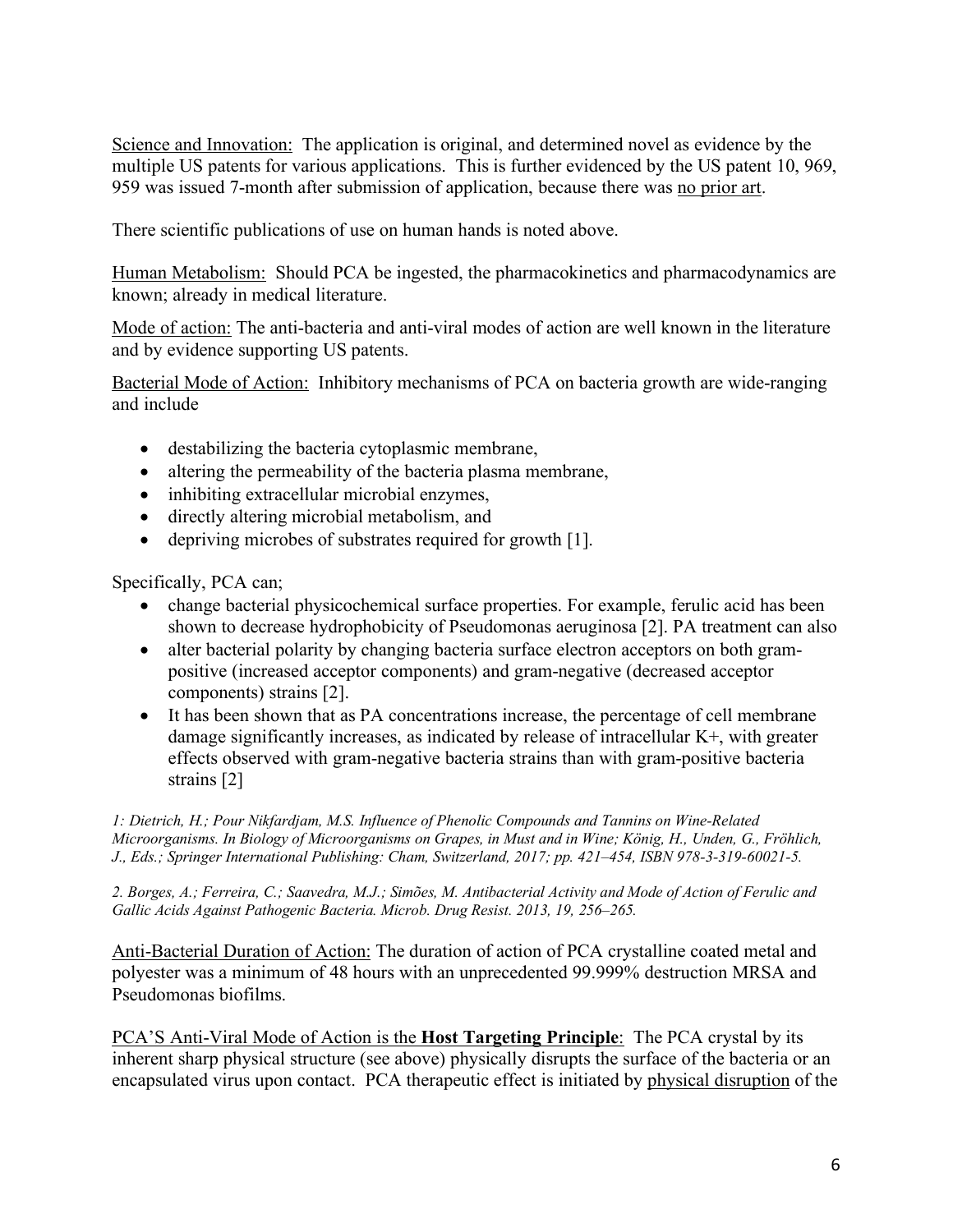Science and Innovation: The application is original, and determined novel as evidence by the multiple US patents for various applications. This is further evidenced by the US patent 10, 969, 959 was issued 7-month after submission of application, because there was no prior art.

There scientific publications of use on human hands is noted above.

Human Metabolism: Should PCA be ingested, the pharmacokinetics and pharmacodynamics are known; already in medical literature.

Mode of action: The anti-bacteria and anti-viral modes of action are well known in the literature and by evidence supporting US patents.

Bacterial Mode of Action: Inhibitory mechanisms of PCA on bacteria growth are wide-ranging and include

- destabilizing the bacteria cytoplasmic membrane,
- altering the permeability of the bacteria plasma membrane,
- inhibiting extracellular microbial enzymes,
- directly altering microbial metabolism, and
- depriving microbes of substrates required for growth [1].

Specifically, PCA can;

- change bacterial physicochemical surface properties. For example, ferulic acid has been shown to decrease hydrophobicity of Pseudomonas aeruginosa [2]. PA treatment can also
- alter bacterial polarity by changing bacteria surface electron acceptors on both gram-positive (increased acceptor components) and gram-negative (decreased acceptor components) strains [2].
- It has been shown that as PA concentrations increase, the percentage of cell membrane damage significantly increases, as indicated by release of intracellular $K^+$, with greater effects observed with gram-negative bacteria strains than with gram-positive bacteria strains [2]

*1: Dietrich, H.; Pour Nikfardjam, M.S. Influence of Phenolic Compounds and Tannins on Wine-Related Microorganisms. In Biology of Microorganisms on Grapes, in Must and in Wine; König, H., Unden, G., Fröhlich, J., Eds.; Springer International Publishing: Cham, Switzerland, 2017; pp. 421–454, ISBN 978-3-319-60021-5.*

*2. Borges, A.; Ferreira, C.; Saavedra, M.J.; Simões, M. Antibacterial Activity and Mode of Action of Ferulic and Gallic Acids Against Pathogenic Bacteria. Microb. Drug Resist. 2013, 19, 256–265.*

Anti-Bacterial Duration of Action: The duration of action of PCA crystalline coated metal and polyester was a minimum of 48 hours with an unprecedented 99.999% destruction MRSA and Pseudomonas biofilms.

PCA'S Anti-Viral Mode of Action is the **Host Targeting Principle**: The PCA crystal by its inherent sharp physical structure (see above) physically disrupts the surface of the bacteria or an encapsulated virus upon contact. PCA therapeutic effect is initiated by physical disruption of the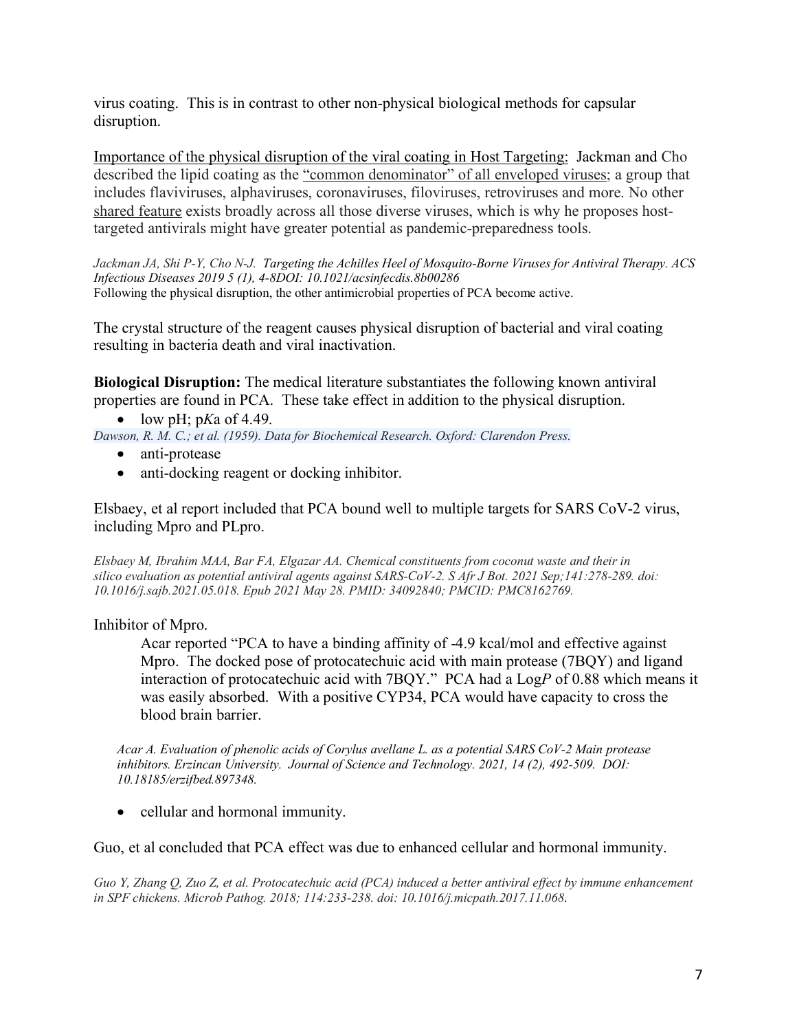virus coating. This is in contrast to other non-physical biological methods for capsular disruption.

Importance of the physical disruption of the viral coating in Host Targeting: Jackman and Cho described the lipid coating as the "common denominator" of all enveloped viruses; a group that includes flaviviruses, alphaviruses, coronaviruses, filoviruses, retroviruses and more. No other shared feature exists broadly across all those diverse viruses, which is why he proposes host-targeted antivirals might have greater potential as pandemic-preparedness tools.

*Jackman JA, Shi P-Y, Cho N-J. Targeting the Achilles Heel of Mosquito-Borne Viruses for Antiviral Therapy. ACS Infectious Diseases 2019 5 (1), 4-8DOI: 10.1021/acsinfecdis.8b00286*

Following the physical disruption, the other antimicrobial properties of PCA become active.

The crystal structure of the reagent causes physical disruption of bacterial and viral coating resulting in bacteria death and viral inactivation.

**Biological Disruption:** The medical literature substantiates the following known antiviral properties are found in PCA. These take effect in addition to the physical disruption.

- low pH; p*K*a of 4.49.

*Dawson, R. M. C.; et al. (1959). Data for Biochemical Research. Oxford: Clarendon Press.*

- anti-protease
- anti-docking reagent or docking inhibitor.

Elsbaey, et al report included that PCA bound well to multiple targets for SARS CoV-2 virus, including Mpro and PLpro.

*Elsbaey M, Ibrahim MAA, Bar FA, Elgazar AA. Chemical constituents from coconut waste and their in silico evaluation as potential antiviral agents against SARS-CoV-2. S Afr J Bot. 2021 Sep;141:278-289. doi: 10.1016/j.sajb.2021.05.018. Epub 2021 May 28. PMID: 34092840; PMCID: PMC8162769.*

Inhibitor of Mpro.

> Acar reported "PCA to have a binding affinity of -4.9 kcal/mol and effective against Mpro. The docked pose of protocatechuic acid with main protease (7BQY) and ligand interaction of protocatechuic acid with 7BQY." PCA had a Log*P* of 0.88 which means it was easily absorbed. With a positive CYP34, PCA would have capacity to cross the blood brain barrier.

*Acar A. Evaluation of phenolic acids of Corylus avellane L. as a potential SARS CoV-2 Main protease inhibitors. Erzincan University. Journal of Science and Technology. 2021, 14 (2), 492-509. DOI: 10.18185/erzifbed.897348.*

- cellular and hormonal immunity.

Guo, et al concluded that PCA effect was due to enhanced cellular and hormonal immunity.

*Guo Y, Zhang Q, Zuo Z, et al. Protocatechuic acid (PCA) induced a better antiviral effect by immune enhancement in SPF chickens. Microb Pathog. 2018; 114:233-238. doi: 10.1016/j.micpath.2017.11.068.*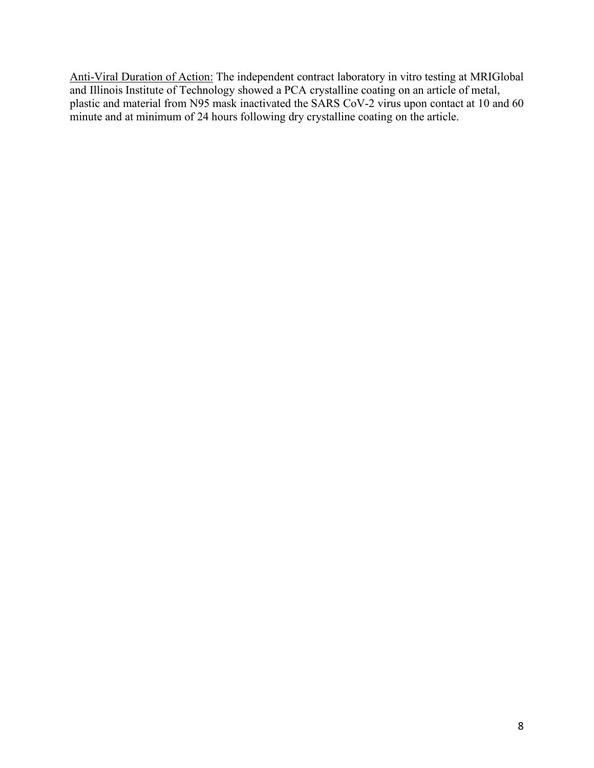<u>Anti-Viral Duration of Action:</u> The independent contract laboratory in vitro testing at MRIGlobal and Illinois Institute of Technology showed a PCA crystalline coating on an article of metal, plastic and material from N95 mask inactivated the SARS CoV-2 virus upon contact at 10 and 60 minute and at minimum of 24 hours following dry crystalline coating on the article.